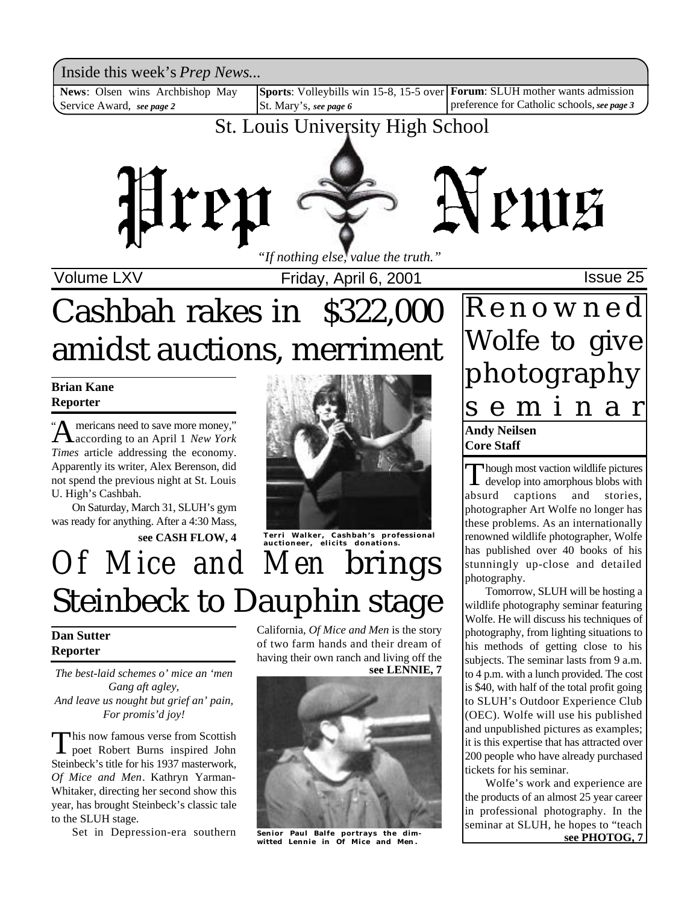Inside this week's *Prep News...*

**News**: Olsen wins Archbishop May Service Award, *see page 2*

**Sports**: Volleybills win 15-8, 15-5 over St. Mary's, *see page 6*

**Forum**: SLUH mother wants admission preference for Catholic schools, *see page 3*

St. Louis University High School

# Prep News

*"If nothing else, value the truth."*

Volume LXV | Friday, April 6, 2001 | Issue 25

# Cashbah rakes in $322,000 amidst auctions, merriment

**Brian Kane**
**Reporter**

"Americans need to save more money," according to an April 1 *New York Times* article addressing the economy. Apparently its writer, Alex Berenson, did not spend the previous night at St. Louis U. High's Cashbah.

On Saturday, March 31, SLUH's gym was ready for anything. After a 4:30 Mass,

**see CASH FLOW, 4**

Terri Walker, Cashbah's professional auctioneer, elicits donations.

# *Of Mice and Men* brings Steinbeck to Dauphin stage

**Dan Sutter**
**Reporter**

*The best-laid schemes o' mice an 'men*
*Gang aft agley,*
*And leave us nought but grief an' pain,*
*For promis'd joy!*

This now famous verse from Scottish poet Robert Burns inspired John Steinbeck's title for his 1937 masterwork, *Of Mice and Men*. Kathryn Yarman-Whitaker, directing her second show this year, has brought Steinbeck's classic tale to the SLUH stage.

Set in Depression-era southern California, *Of Mice and Men* is the story of two farm hands and their dream of having their own ranch and living off the

**see LENNIE, 7**

Senior Paul Balfe portrays the dim-witted Lennie in Of Mice and Men.

# Renowned Wolfe to give photography seminar

**Andy Neilsen**
**Core Staff**

Though most vaction wildlife pictures develop into amorphous blobs with absurd captions and stories, photographer Art Wolfe no longer has these problems. As an internationally renowned wildlife photographer, Wolfe has published over 40 books of his stunningly up-close and detailed photography.

Tomorrow, SLUH will be hosting a wildlife photography seminar featuring Wolfe. He will discuss his techniques of photography, from lighting situations to his methods of getting close to his subjects. The seminar lasts from 9 a.m. to 4 p.m. with a lunch provided. The cost is $40, with half of the total profit going to SLUH's Outdoor Experience Club (OEC). Wolfe will use his published and unpublished pictures as examples; it is this expertise that has attracted over 200 people who have already purchased tickets for his seminar.

Wolfe's work and experience are the products of an almost 25 year career in professional photography. In the seminar at SLUH, he hopes to "teach

**see PHOTOG, 7**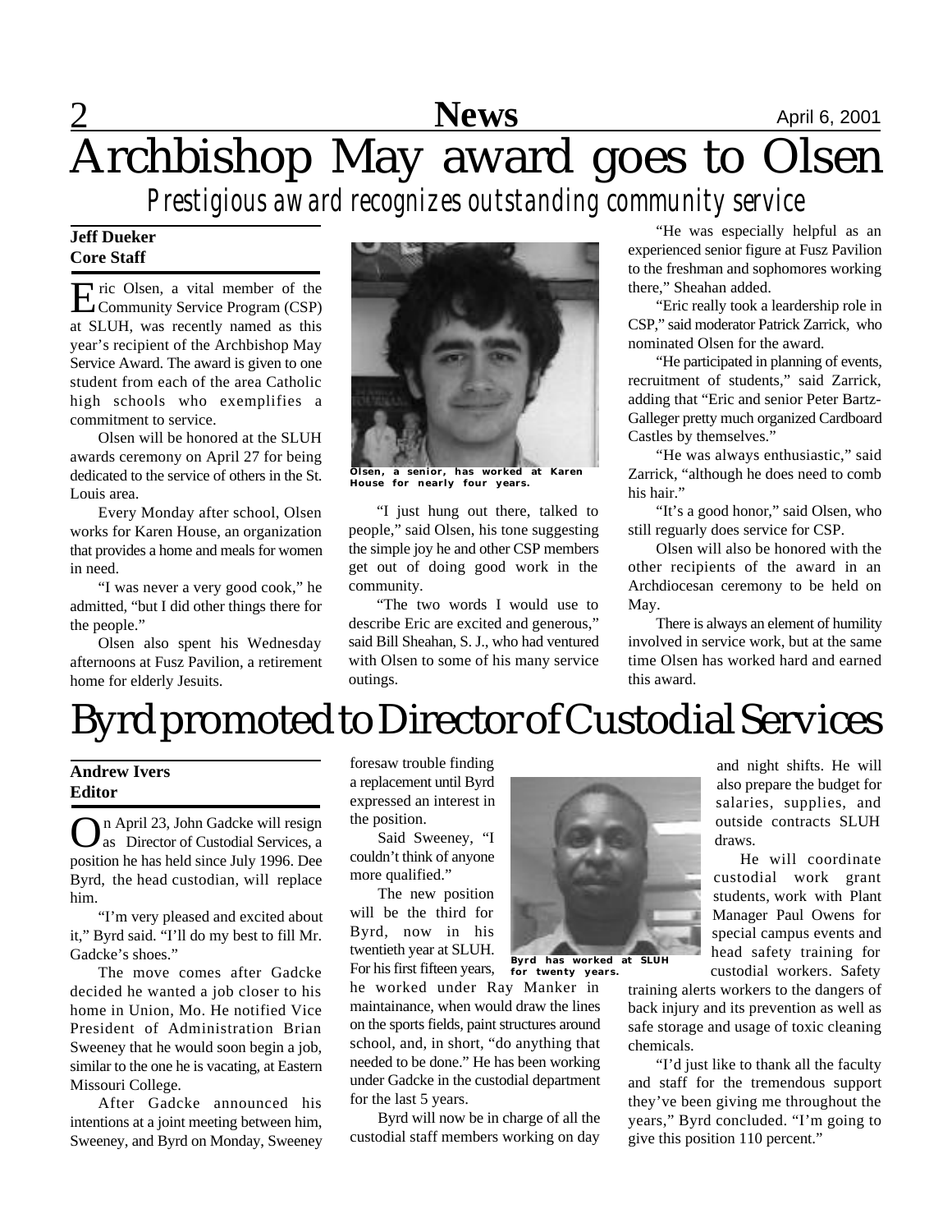# Archbishop May award goes to Olsen

*Prestigious award recognizes outstanding community service*

**Jeff Dueker**
**Core Staff**

Eric Olsen, a vital member of the Community Service Program (CSP) at SLUH, was recently named as this year's recipient of the Archbishop May Service Award. The award is given to one student from each of the area Catholic high schools who exemplifies a commitment to service.

Olsen will be honored at the SLUH awards ceremony on April 27 for being dedicated to the service of others in the St. Louis area.

Every Monday after school, Olsen works for Karen House, an organization that provides a home and meals for women in need.

"I was never a very good cook," he admitted, "but I did other things there for the people."

Olsen also spent his Wednesday afternoons at Fusz Pavilion, a retirement home for elderly Jesuits.

Olsen, a senior, has worked at Karen House for nearly four years.

"I just hung out there, talked to people," said Olsen, his tone suggesting the simple joy he and other CSP members get out of doing good work in the community.

"The two words I would use to describe Eric are excited and generous," said Bill Sheahan, S. J., who had ventured with Olsen to some of his many service outings.

"He was especially helpful as an experienced senior figure at Fusz Pavilion to the freshman and sophomores working there," Sheahan added.

"Eric really took a leardership role in CSP," said moderator Patrick Zarrick, who nominated Olsen for the award.

"He participated in planning of events, recruitment of students," said Zarrick, adding that "Eric and senior Peter Bartz-Galleger pretty much organized Cardboard Castles by themselves."

"He was always enthusiastic," said Zarrick, "although he does need to comb his hair."

"It's a good honor," said Olsen, who still reguarly does service for CSP.

Olsen will also be honored with the other recipients of the award in an Archdiocesan ceremony to be held on May.

There is always an element of humility involved in service work, but at the same time Olsen has worked hard and earned this award.

# Byrd promoted to Director of Custodial Services

**Andrew Ivers**
**Editor**

On April 23, John Gadcke will resign as Director of Custodial Services, a position he has held since July 1996. Dee Byrd, the head custodian, will replace him.

"I'm very pleased and excited about it," Byrd said. "I'll do my best to fill Mr. Gadcke's shoes."

The move comes after Gadcke decided he wanted a job closer to his home in Union, Mo. He notified Vice President of Administration Brian Sweeney that he would soon begin a job, similar to the one he is vacating, at Eastern Missouri College.

After Gadcke announced his intentions at a joint meeting between him, Sweeney, and Byrd on Monday, Sweeney foresaw trouble finding a replacement until Byrd expressed an interest in the position.

Said Sweeney, "I couldn't think of anyone more qualified."

The new position will be the third for Byrd, now in his twentieth year at SLUH. For his first fifteen years, he worked under Ray Manker in maintainance, when would draw the lines on the sports fields, paint structures around school, and, in short, "do anything that needed to be done." He has been working under Gadcke in the custodial department for the last 5 years.

Byrd has worked at SLUH for twenty years.

Byrd will now be in charge of all the custodial staff members working on day and night shifts. He will also prepare the budget for salaries, supplies, and outside contracts SLUH draws.

He will coordinate custodial work grant students, work with Plant Manager Paul Owens for special campus events and head safety training for custodial workers. Safety training alerts workers to the dangers of back injury and its prevention as well as safe storage and usage of toxic cleaning chemicals.

"I'd just like to thank all the faculty and staff for the tremendous support they've been giving me throughout the years," Byrd concluded. "I'm going to give this position 110 percent."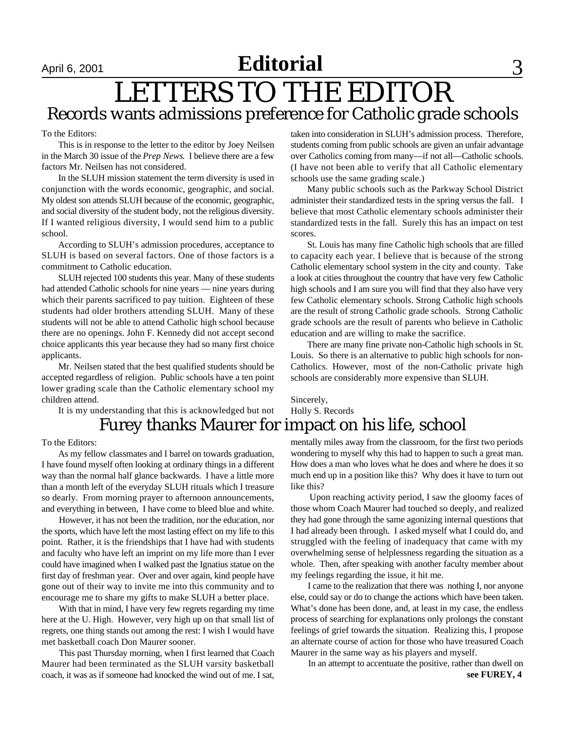# Editorial

# LETTERS TO THE EDITOR

## Records wants admissions preference for Catholic grade schools

To the Editors:

This is in response to the letter to the editor by Joey Neilsen in the March 30 issue of the *Prep News*. I believe there are a few factors Mr. Neilsen has not considered.

In the SLUH mission statement the term diversity is used in conjunction with the words economic, geographic, and social. My oldest son attends SLUH because of the economic, geographic, and social diversity of the student body, not the religious diversity. If I wanted religious diversity, I would send him to a public school.

According to SLUH's admission procedures, acceptance to SLUH is based on several factors. One of those factors is a commitment to Catholic education.

SLUH rejected 100 students this year. Many of these students had attended Catholic schools for nine years — nine years during which their parents sacrificed to pay tuition. Eighteen of these students had older brothers attending SLUH. Many of these students will not be able to attend Catholic high school because there are no openings. John F. Kennedy did not accept second choice applicants this year because they had so many first choice applicants.

Mr. Neilsen stated that the best qualified students should be accepted regardless of religion. Public schools have a ten point lower grading scale than the Catholic elementary school my children attend.

It is my understanding that this is acknowledged but not taken into consideration in SLUH's admission process. Therefore, students coming from public schools are given an unfair advantage over Catholics coming from many—if not all—Catholic schools. (I have not been able to verify that all Catholic elementary schools use the same grading scale.)

Many public schools such as the Parkway School District administer their standardized tests in the spring versus the fall. I believe that most Catholic elementary schools administer their standardized tests in the fall. Surely this has an impact on test scores.

St. Louis has many fine Catholic high schools that are filled to capacity each year. I believe that is because of the strong Catholic elementary school system in the city and county. Take a look at cities throughout the country that have very few Catholic high schools and I am sure you will find that they also have very few Catholic elementary schools. Strong Catholic high schools are the result of strong Catholic grade schools. Strong Catholic grade schools are the result of parents who believe in Catholic education and are willing to make the sacrifice.

There are many fine private non-Catholic high schools in St. Louis. So there is an alternative to public high schools for non-Catholics. However, most of the non-Catholic private high schools are considerably more expensive than SLUH.

Sincerely,
Holly S. Records

## Furey thanks Maurer for impact on his life, school

To the Editors:

As my fellow classmates and I barrel on towards graduation, I have found myself often looking at ordinary things in a different way than the normal half glance backwards. I have a little more than a month left of the everyday SLUH rituals which I treasure so dearly. From morning prayer to afternoon announcements, and everything in between, I have come to bleed blue and white.

However, it has not been the tradition, nor the education, nor the sports, which have left the most lasting effect on my life to this point. Rather, it is the friendships that I have had with students and faculty who have left an imprint on my life more than I ever could have imagined when I walked past the Ignatius statue on the first day of freshman year. Over and over again, kind people have gone out of their way to invite me into this community and to encourage me to share my gifts to make SLUH a better place.

With that in mind, I have very few regrets regarding my time here at the U. High. However, very high up on that small list of regrets, one thing stands out among the rest: I wish I would have met basketball coach Don Maurer sooner.

This past Thursday morning, when I first learned that Coach Maurer had been terminated as the SLUH varsity basketball coach, it was as if someone had knocked the wind out of me. I sat, mentally miles away from the classroom, for the first two periods wondering to myself why this had to happen to such a great man. How does a man who loves what he does and where he does it so much end up in a position like this? Why does it have to turn out like this?

Upon reaching activity period, I saw the gloomy faces of those whom Coach Maurer had touched so deeply, and realized they had gone through the same agonizing internal questions that I had already been through. I asked myself what I could do, and struggled with the feeling of inadequacy that came with my overwhelming sense of helplessness regarding the situation as a whole. Then, after speaking with another faculty member about my feelings regarding the issue, it hit me.

I came to the realization that there was nothing I, nor anyone else, could say or do to change the actions which have been taken. What's done has been done, and, at least in my case, the endless process of searching for explanations only prolongs the constant feelings of grief towards the situation. Realizing this, I propose an alternate course of action for those who have treasured Coach Maurer in the same way as his players and myself.

In an attempt to accentuate the positive, rather than dwell on

**see FUREY, 4**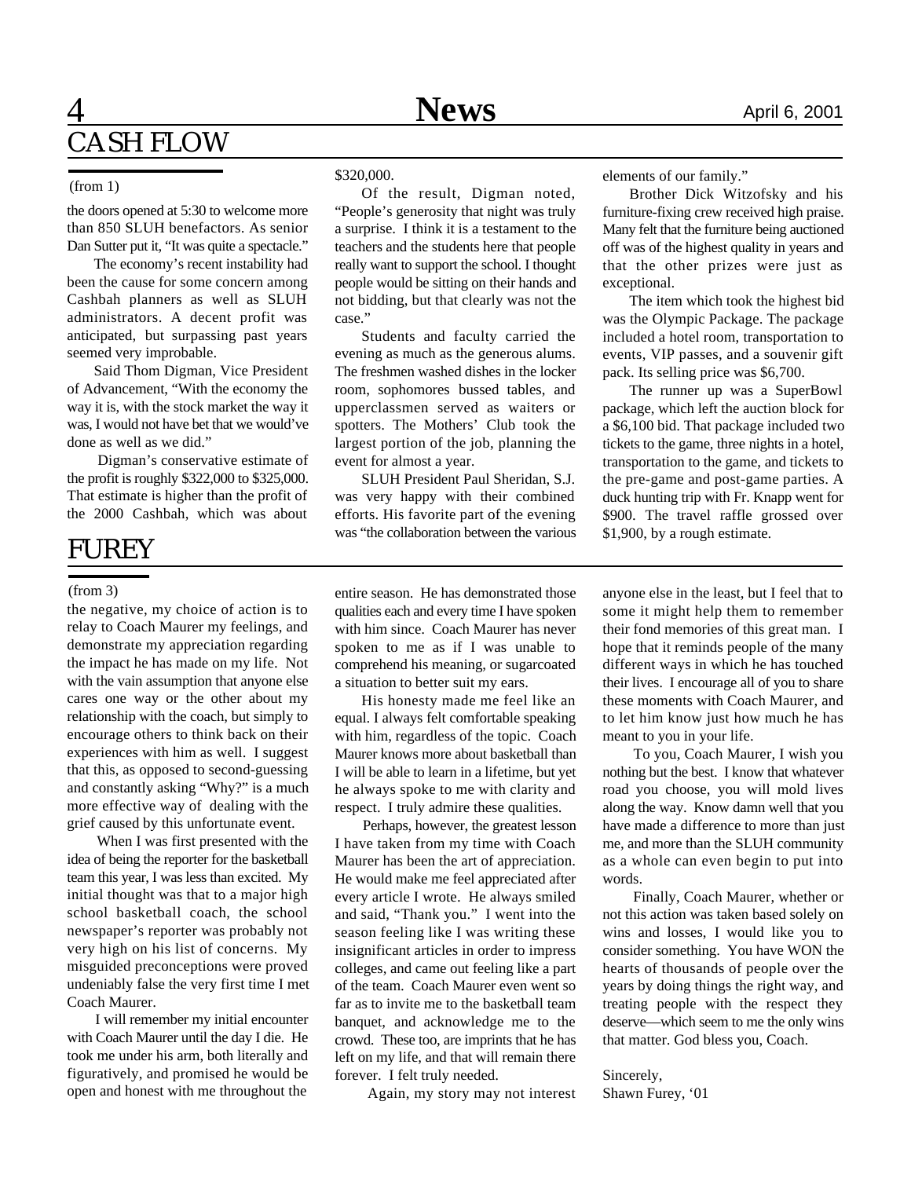## CASH FLOW

(from 1)

the doors opened at 5:30 to welcome more than 850 SLUH benefactors. As senior Dan Sutter put it, "It was quite a spectacle."

The economy's recent instability had been the cause for some concern among Cashbah planners as well as SLUH administrators. A decent profit was anticipated, but surpassing past years seemed very improbable.

Said Thom Digman, Vice President of Advancement, "With the economy the way it is, with the stock market the way it was, I would not have bet that we would've done as well as we did."

Digman's conservative estimate of the profit is roughly $322,000 to $325,000. That estimate is higher than the profit of the 2000 Cashbah, which was about $320,000.

Of the result, Digman noted, "People's generosity that night was truly a surprise. I think it is a testament to the teachers and the students here that people really want to support the school. I thought people would be sitting on their hands and not bidding, but that clearly was not the case."

Students and faculty carried the evening as much as the generous alums. The freshmen washed dishes in the locker room, sophomores bussed tables, and upperclassmen served as waiters or spotters. The Mothers' Club took the largest portion of the job, planning the event for almost a year.

SLUH President Paul Sheridan, S.J. was very happy with their combined efforts. His favorite part of the evening was "the collaboration between the various elements of our family."

Brother Dick Witzofsky and his furniture-fixing crew received high praise. Many felt that the furniture being auctioned off was of the highest quality in years and that the other prizes were just as exceptional.

The item which took the highest bid was the Olympic Package. The package included a hotel room, transportation to events, VIP passes, and a souvenir gift pack. Its selling price was $6,700.

The runner up was a SuperBowl package, which left the auction block for a $6,100 bid. That package included two tickets to the game, three nights in a hotel, transportation to the game, and tickets to the pre-game and post-game parties. A duck hunting trip with Fr. Knapp went for $900. The travel raffle grossed over $1,900, by a rough estimate.

## FUREY

(from 3)

the negative, my choice of action is to relay to Coach Maurer my feelings, and demonstrate my appreciation regarding the impact he has made on my life. Not with the vain assumption that anyone else cares one way or the other about my relationship with the coach, but simply to encourage others to think back on their experiences with him as well. I suggest that this, as opposed to second-guessing and constantly asking "Why?" is a much more effective way of dealing with the grief caused by this unfortunate event.

When I was first presented with the idea of being the reporter for the basketball team this year, I was less than excited. My initial thought was that to a major high school basketball coach, the school newspaper's reporter was probably not very high on his list of concerns. My misguided preconceptions were proved undeniably false the very first time I met Coach Maurer.

I will remember my initial encounter with Coach Maurer until the day I die. He took me under his arm, both literally and figuratively, and promised he would be open and honest with me throughout the entire season. He has demonstrated those qualities each and every time I have spoken with him since. Coach Maurer has never spoken to me as if I was unable to comprehend his meaning, or sugarcoated a situation to better suit my ears.

His honesty made me feel like an equal. I always felt comfortable speaking with him, regardless of the topic. Coach Maurer knows more about basketball than I will be able to learn in a lifetime, but yet he always spoke to me with clarity and respect. I truly admire these qualities.

Perhaps, however, the greatest lesson I have taken from my time with Coach Maurer has been the art of appreciation. He would make me feel appreciated after every article I wrote. He always smiled and said, "Thank you." I went into the season feeling like I was writing these insignificant articles in order to impress colleges, and came out feeling like a part of the team. Coach Maurer even went so far as to invite me to the basketball team banquet, and acknowledge me to the crowd. These too, are imprints that he has left on my life, and that will remain there forever. I felt truly needed.

Again, my story may not interest anyone else in the least, but I feel that to some it might help them to remember their fond memories of this great man. I hope that it reminds people of the many different ways in which he has touched their lives. I encourage all of you to share these moments with Coach Maurer, and to let him know just how much he has meant to you in your life.

To you, Coach Maurer, I wish you nothing but the best. I know that whatever road you choose, you will mold lives along the way. Know damn well that you have made a difference to more than just me, and more than the SLUH community as a whole can even begin to put into words.

Finally, Coach Maurer, whether or not this action was taken based solely on wins and losses, I would like you to consider something. You have WON the hearts of thousands of people over the years by doing things the right way, and treating people with the respect they deserve—which seem to me the only wins that matter. God bless you, Coach.

Sincerely,
Shawn Furey, '01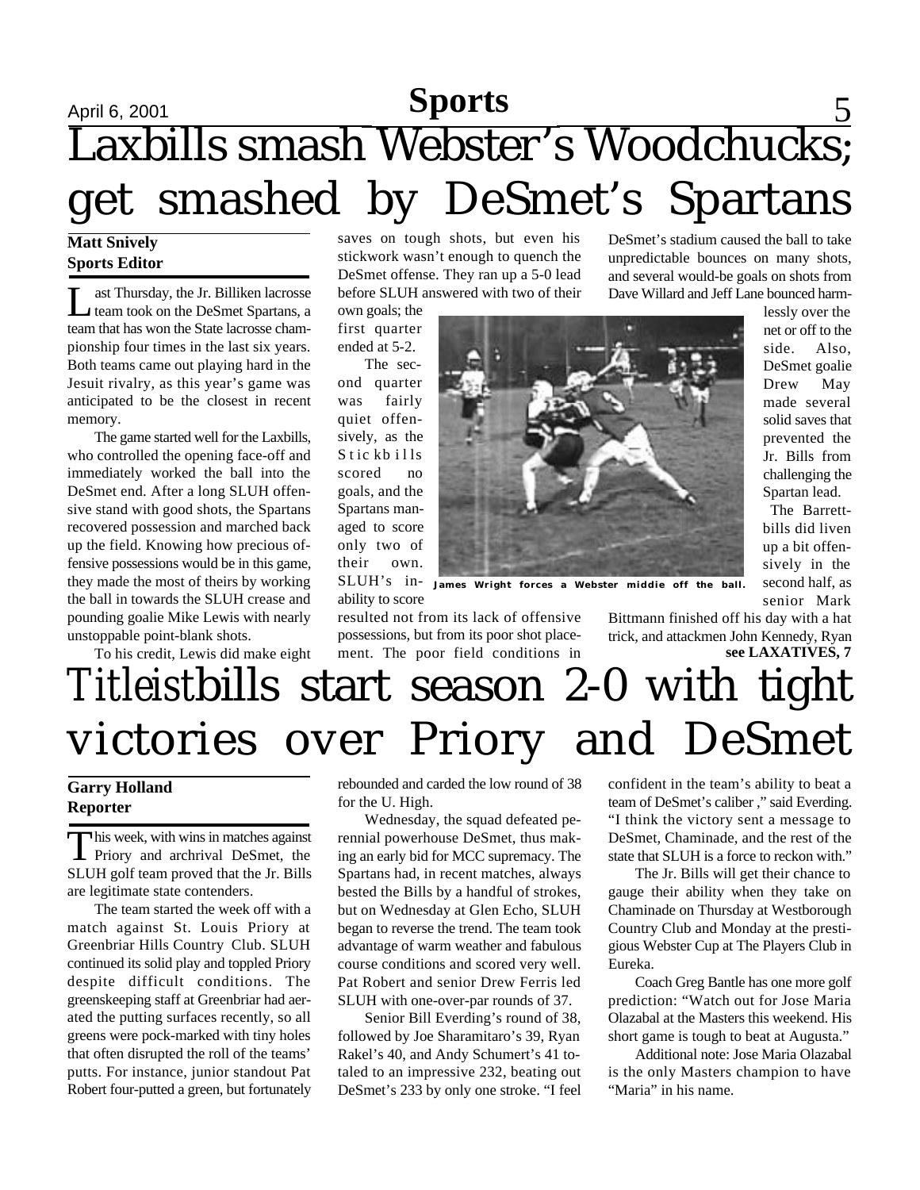# Laxbills smash Webster's Woodchucks; get smashed by DeSmet's Spartans

**Matt Snively**
**Sports Editor**

Last Thursday, the Jr. Billiken lacrosse team took on the DeSmet Spartans, a team that has won the State lacrosse championship four times in the last six years. Both teams came out playing hard in the Jesuit rivalry, as this year's game was anticipated to be the closest in recent memory.

The game started well for the Laxbills, who controlled the opening face-off and immediately worked the ball into the DeSmet end. After a long SLUH offensive stand with good shots, the Spartans recovered possession and marched back up the field. Knowing how precious offensive possessions would be in this game, they made the most of theirs by working the ball in towards the SLUH crease and pounding goalie Mike Lewis with nearly unstoppable point-blank shots.

To his credit, Lewis did make eight saves on tough shots, but even his stickwork wasn't enough to quench the DeSmet offense. They ran up a 5-0 lead before SLUH answered with two of their own goals; the first quarter ended at 5-2.

The second quarter was fairly quiet offensively, as the Stickbills scored no goals, and the Spartans managed to score only two of their own. SLUH's inability to score resulted not from its lack of offensive possessions, but from its poor shot placement. The poor field conditions in DeSmet's stadium caused the ball to take unpredictable bounces on many shots, and several would-be goals on shots from Dave Willard and Jeff Lane bounced harmlessly over the net or off to the side. Also, DeSmet goalie Drew May made several solid saves that prevented the Jr. Bills from challenging the Spartan lead.

James Wright forces a Webster middie off the ball.

The Barrettbills did liven up a bit offensively in the second half, as senior Mark Bittmann finished off his day with a hat trick, and attackmen John Kennedy, Ryan

**see LAXATIVES, 7**

# Titleistbills start season 2-0 with tight victories over Priory and DeSmet

**Garry Holland**
**Reporter**

This week, with wins in matches against Priory and archrival DeSmet, the SLUH golf team proved that the Jr. Bills are legitimate state contenders.

The team started the week off with a match against St. Louis Priory at Greenbriar Hills Country Club. SLUH continued its solid play and toppled Priory despite difficult conditions. The greenskeeping staff at Greenbriar had aerated the putting surfaces recently, so all greens were pock-marked with tiny holes that often disrupted the roll of the teams' putts. For instance, junior standout Pat Robert four-putted a green, but fortunately rebounded and carded the low round of 38 for the U. High.

Wednesday, the squad defeated perennial powerhouse DeSmet, thus making an early bid for MCC supremacy. The Spartans had, in recent matches, always bested the Bills by a handful of strokes, but on Wednesday at Glen Echo, SLUH began to reverse the trend. The team took advantage of warm weather and fabulous course conditions and scored very well. Pat Robert and senior Drew Ferris led SLUH with one-over-par rounds of 37.

Senior Bill Everding's round of 38, followed by Joe Sharamitaro's 39, Ryan Rakel's 40, and Andy Schumert's 41 totaled to an impressive 232, beating out DeSmet's 233 by only one stroke. "I feel confident in the team's ability to beat a team of DeSmet's caliber ," said Everding. "I think the victory sent a message to DeSmet, Chaminade, and the rest of the state that SLUH is a force to reckon with."

The Jr. Bills will get their chance to gauge their ability when they take on Chaminade on Thursday at Westborough Country Club and Monday at the prestigious Webster Cup at The Players Club in Eureka.

Coach Greg Bantle has one more golf prediction: "Watch out for Jose Maria Olazabal at the Masters this weekend. His short game is tough to beat at Augusta."

Additional note: Jose Maria Olazabal is the only Masters champion to have "Maria" in his name.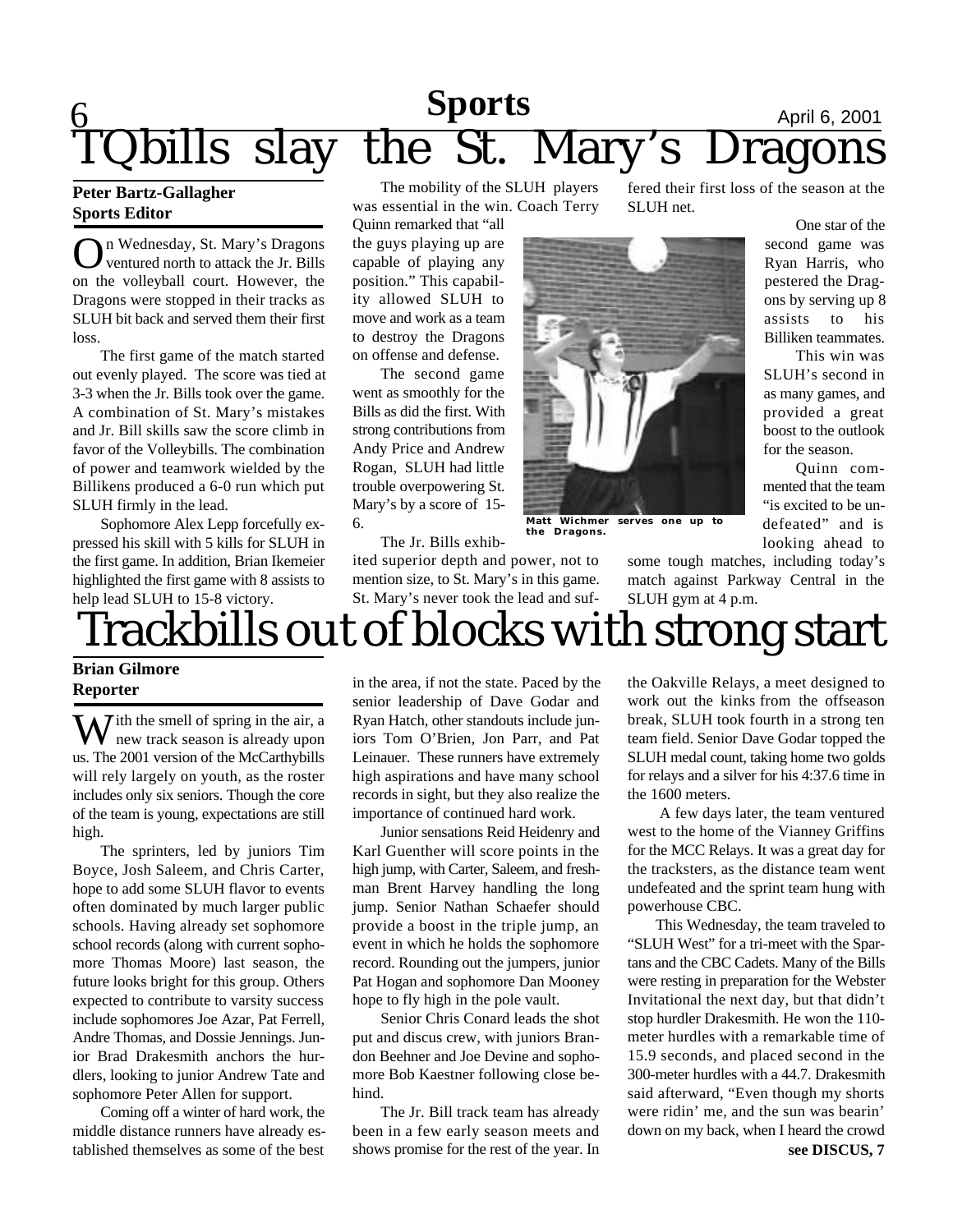# TQbills slay the St. Mary's Dragons

**Peter Bartz-Gallagher**
**Sports Editor**

On Wednesday, St. Mary's Dragons ventured north to attack the Jr. Bills on the volleyball court. However, the Dragons were stopped in their tracks as SLUH bit back and served them their first loss.

The first game of the match started out evenly played. The score was tied at 3-3 when the Jr. Bills took over the game. A combination of St. Mary's mistakes and Jr. Bill skills saw the score climb in favor of the Volleybills. The combination of power and teamwork wielded by the Billikens produced a 6-0 run which put SLUH firmly in the lead.

Sophomore Alex Lepp forcefully expressed his skill with 5 kills for SLUH in the first game. In addition, Brian Ikemeier highlighted the first game with 8 assists to help lead SLUH to 15-8 victory.

The mobility of the SLUH players was essential in the win. Coach Terry Quinn remarked that "all the guys playing up are capable of playing any position." This capability allowed SLUH to move and work as a team to destroy the Dragons on offense and defense.

The second game went as smoothly for the Bills as did the first. With strong contributions from Andy Price and Andrew Rogan, SLUH had little trouble overpowering St. Mary's by a score of 15-6.

The Jr. Bills exhibited superior depth and power, not to mention size, to St. Mary's in this game. St. Mary's never took the lead and suffered their first loss of the season at the SLUH net.

Matt Wichmer serves one up to the Dragons.

One star of the second game was Ryan Harris, who pestered the Dragons by serving up 8 assists to his Billiken teammates.

This win was SLUH's second in as many games, and provided a great boost to the outlook for the season.

Quinn commented that the team "is excited to be undefeated" and is looking ahead to some tough matches, including today's match against Parkway Central in the SLUH gym at 4 p.m.

# Trackbills out of blocks with strong start

**Brian Gilmore**
**Reporter**

With the smell of spring in the air, a new track season is already upon us. The 2001 version of the McCarthybills will rely largely on youth, as the roster includes only six seniors. Though the core of the team is young, expectations are still high.

The sprinters, led by juniors Tim Boyce, Josh Saleem, and Chris Carter, hope to add some SLUH flavor to events often dominated by much larger public schools. Having already set sophomore school records (along with current sophomore Thomas Moore) last season, the future looks bright for this group. Others expected to contribute to varsity success include sophomores Joe Azar, Pat Ferrell, Andre Thomas, and Dossie Jennings. Junior Brad Drakesmith anchors the hurdlers, looking to junior Andrew Tate and sophomore Peter Allen for support.

Coming off a winter of hard work, the middle distance runners have already established themselves as some of the best in the area, if not the state. Paced by the senior leadership of Dave Godar and Ryan Hatch, other standouts include juniors Tom O'Brien, Jon Parr, and Pat Leinauer. These runners have extremely high aspirations and have many school records in sight, but they also realize the importance of continued hard work.

Junior sensations Reid Heidenry and Karl Guenther will score points in the high jump, with Carter, Saleem, and freshman Brent Harvey handling the long jump. Senior Nathan Schaefer should provide a boost in the triple jump, an event in which he holds the sophomore record. Rounding out the jumpers, junior Pat Hogan and sophomore Dan Mooney hope to fly high in the pole vault.

Senior Chris Conard leads the shot put and discus crew, with juniors Brandon Beehner and Joe Devine and sophomore Bob Kaestner following close behind.

The Jr. Bill track team has already been in a few early season meets and shows promise for the rest of the year. In the Oakville Relays, a meet designed to work out the kinks from the offseason break, SLUH took fourth in a strong ten team field. Senior Dave Godar topped the SLUH medal count, taking home two golds for relays and a silver for his 4:37.6 time in the 1600 meters.

A few days later, the team ventured west to the home of the Vianney Griffins for the MCC Relays. It was a great day for the tracksters, as the distance team went undefeated and the sprint team hung with powerhouse CBC.

This Wednesday, the team traveled to "SLUH West" for a tri-meet with the Spartans and the CBC Cadets. Many of the Bills were resting in preparation for the Webster Invitational the next day, but that didn't stop hurdler Drakesmith. He won the 110-meter hurdles with a remarkable time of 15.9 seconds, and placed second in the 300-meter hurdles with a 44.7. Drakesmith said afterward, "Even though my shorts were ridin' me, and the sun was bearin' down on my back, when I heard the crowd

**see DISCUS, 7**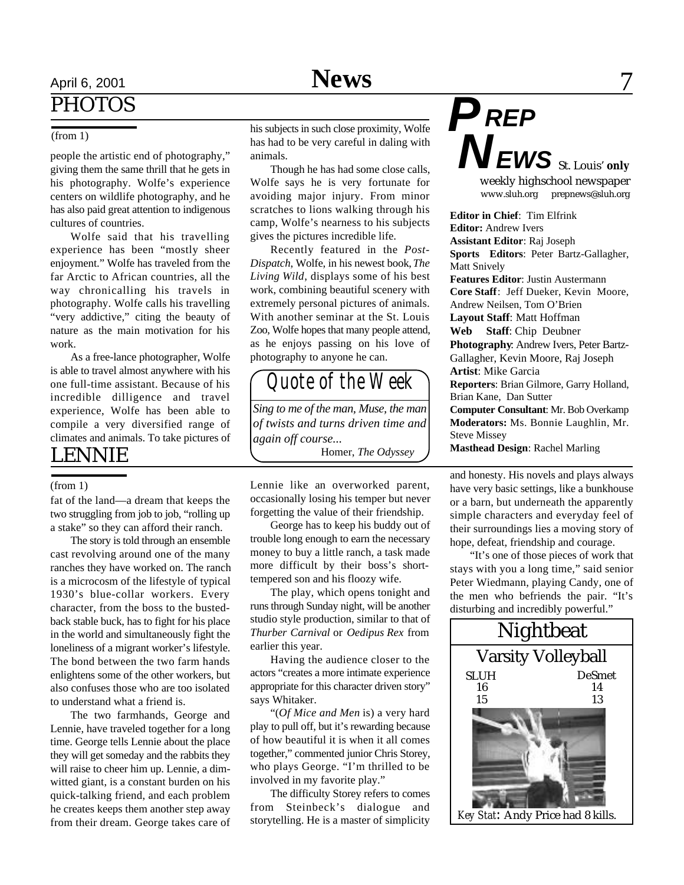# PHOTOS

(from 1)

people the artistic end of photography," giving them the same thrill that he gets in his photography. Wolfe's experience centers on wildlife photography, and he has also paid great attention to indigenous cultures of countries.

Wolfe said that his travelling experience has been "mostly sheer enjoyment." Wolfe has traveled from the far Arctic to African countries, all the way chronicalling his travels in photography. Wolfe calls his travelling "very addictive," citing the beauty of nature as the main motivation for his work.

As a free-lance photographer, Wolfe is able to travel almost anywhere with his one full-time assistant. Because of his incredible dilligence and travel experience, Wolfe has been able to compile a very diversified range of climates and animals. To take pictures of his subjects in such close proximity, Wolfe has had to be very careful in daling with animals.

Though he has had some close calls, Wolfe says he is very fortunate for avoiding major injury. From minor scratches to lions walking through his camp, Wolfe's nearness to his subjects gives the pictures incredible life.

Recently featured in the *Post-Dispatch*, Wolfe, in his newest book, *The Living Wild*, displays some of his best work, combining beautiful scenery with extremely personal pictures of animals. With another seminar at the St. Louis Zoo, Wolfe hopes that many people attend, as he enjoys passing on his love of photography to anyone he can.

## Quote of the Week

*Sing to me of the man, Muse, the man of twists and turns driven time and again off course...*

Homer, *The Odyssey*

## PREP NEWS

St. Louis' **only** weekly highschool newspaper

www.sluh.org prepnews@sluh.org

**Editor in Chief**: Tim Elfrink
**Editor:** Andrew Ivers
**Assistant Editor**: Raj Joseph
**Sports Editors**: Peter Bartz-Gallagher, Matt Snively
**Features Editor**: Justin Austermann
**Core Staff**: Jeff Dueker, Kevin Moore, Andrew Neilsen, Tom O'Brien
**Layout Staff**: Matt Hoffman
**Web Staff**: Chip Deubner
**Photography**: Andrew Ivers, Peter Bartz-Gallagher, Kevin Moore, Raj Joseph
**Artist**: Mike Garcia
**Reporters**: Brian Gilmore, Garry Holland, Brian Kane, Dan Sutter
**Computer Consultant**: Mr. Bob Overkamp
**Moderators:** Ms. Bonnie Laughlin, Mr. Steve Missey
**Masthead Design**: Rachel Marling

# LENNIE

(from 1)

fat of the land—a dream that keeps the two struggling from job to job, "rolling up a stake" so they can afford their ranch.

The story is told through an ensemble cast revolving around one of the many ranches they have worked on. The ranch is a microcosm of the lifestyle of typical 1930's blue-collar workers. Every character, from the boss to the busted-back stable buck, has to fight for his place in the world and simultaneously fight the loneliness of a migrant worker's lifestyle. The bond between the two farm hands enlightens some of the other workers, but also confuses those who are too isolated to understand what a friend is.

The two farmhands, George and Lennie, have traveled together for a long time. George tells Lennie about the place they will get someday and the rabbits they will raise to cheer him up. Lennie, a dim-witted giant, is a constant burden on his quick-talking friend, and each problem he creates keeps them another step away from their dream. George takes care of Lennie like an overworked parent, occasionally losing his temper but never forgetting the value of their friendship.

George has to keep his buddy out of trouble long enough to earn the necessary money to buy a little ranch, a task made more difficult by their boss's short-tempered son and his floozy wife.

The play, which opens tonight and runs through Sunday night, will be another studio style production, similar to that of *Thurber Carnival* or *Oedipus Rex* from earlier this year.

Having the audience closer to the actors "creates a more intimate experience appropriate for this character driven story" says Whitaker.

"(*Of Mice and Men* is) a very hard play to pull off, but it's rewarding because of how beautiful it is when it all comes together," commented junior Chris Storey, who plays George. "I'm thrilled to be involved in my favorite play."

The difficulty Storey refers to comes from Steinbeck's dialogue and storytelling. He is a master of simplicity and honesty. His novels and plays always have very basic settings, like a bunkhouse or a barn, but underneath the apparently simple characters and everyday feel of their surroundings lies a moving story of hope, defeat, friendship and courage.

"It's one of those pieces of work that stays with you a long time," said senior Peter Wiedmann, playing Candy, one of the men who befriends the pair. "It's disturbing and incredibly powerful."

## Nightbeat

### Varsity Volleyball

| SLUH | DeSmet |
|---|---|
| 16 | 14 |
| 15 | 13 |

*Key Stat*: Andy Price had 8 kills.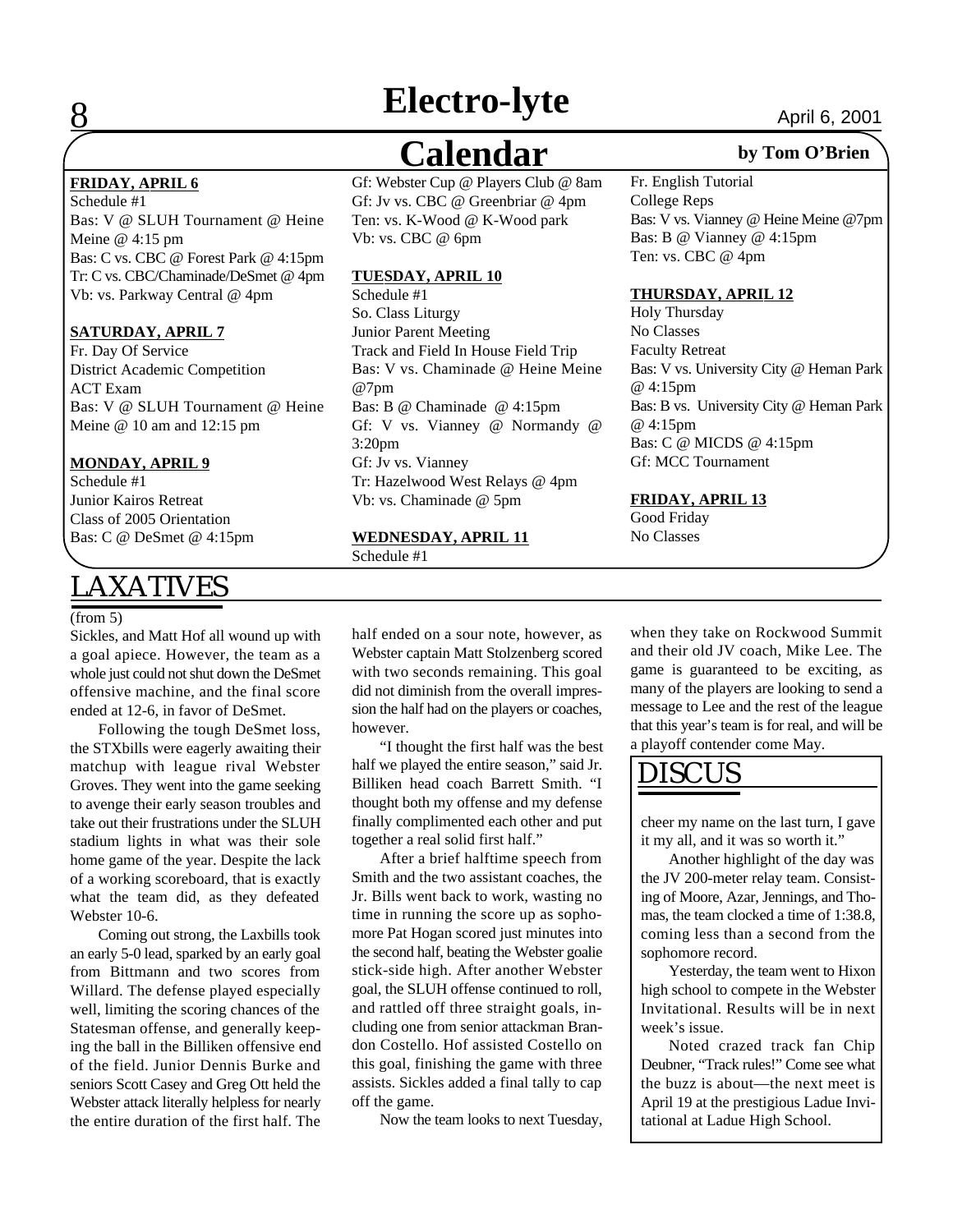# Electro-lyte

April 6, 2001

## Calendar

**by Tom O'Brien**

**FRIDAY, APRIL 6**
Schedule #1
Bas: V @ SLUH Tournament @ Heine Meine @ 4:15 pm
Bas: C vs. CBC @ Forest Park @ 4:15pm
Tr: C vs. CBC/Chaminade/DeSmet @ 4pm
Vb: vs. Parkway Central @ 4pm

**SATURDAY, APRIL 7**
Fr. Day Of Service
District Academic Competition
ACT Exam
Bas: V @ SLUH Tournament @ Heine Meine @ 10 am and 12:15 pm

**MONDAY, APRIL 9**
Schedule #1
Junior Kairos Retreat
Class of 2005 Orientation
Bas: C @ DeSmet @ 4:15pm
Gf: Webster Cup @ Players Club @ 8am
Gf: Jv vs. CBC @ Greenbriar @ 4pm
Ten: vs. K-Wood @ K-Wood park
Vb: vs. CBC @ 6pm

**TUESDAY, APRIL 10**
Schedule #1
So. Class Liturgy
Junior Parent Meeting
Track and Field In House Field Trip
Bas: V vs. Chaminade @ Heine Meine @7pm
Bas: B @ Chaminade @ 4:15pm
Gf: V vs. Vianney @ Normandy @ 3:20pm
Gf: Jv vs. Vianney
Tr: Hazelwood West Relays @ 4pm
Vb: vs. Chaminade @ 5pm

**WEDNESDAY, APRIL 11**
Schedule #1
Fr. English Tutorial
College Reps
Bas: V vs. Vianney @ Heine Meine @7pm
Bas: B @ Vianney @ 4:15pm
Ten: vs. CBC @ 4pm

**THURSDAY, APRIL 12**
Holy Thursday
No Classes
Faculty Retreat
Bas: V vs. University City @ Heman Park @ 4:15pm
Bas: B vs. University City @ Heman Park @ 4:15pm
Bas: C @ MICDS @ 4:15pm
Gf: MCC Tournament

**FRIDAY, APRIL 13**
Good Friday
No Classes

## LAXATIVES

(from 5)

Sickles, and Matt Hof all wound up with a goal apiece. However, the team as a whole just could not shut down the DeSmet offensive machine, and the final score ended at 12-6, in favor of DeSmet.

Following the tough DeSmet loss, the STXbills were eagerly awaiting their matchup with league rival Webster Groves. They went into the game seeking to avenge their early season troubles and take out their frustrations under the SLUH stadium lights in what was their sole home game of the year. Despite the lack of a working scoreboard, that is exactly what the team did, as they defeated Webster 10-6.

Coming out strong, the Laxbills took an early 5-0 lead, sparked by an early goal from Bittmann and two scores from Willard. The defense played especially well, limiting the scoring chances of the Statesman offense, and generally keeping the ball in the Billiken offensive end of the field. Junior Dennis Burke and seniors Scott Casey and Greg Ott held the Webster attack literally helpless for nearly the entire duration of the first half. The half ended on a sour note, however, as Webster captain Matt Stolzenberg scored with two seconds remaining. This goal did not diminish from the overall impression the half had on the players or coaches, however.

"I thought the first half was the best half we played the entire season," said Jr. Billiken head coach Barrett Smith. "I thought both my offense and my defense finally complimented each other and put together a real solid first half."

After a brief halftime speech from Smith and the two assistant coaches, the Jr. Bills went back to work, wasting no time in running the score up as sophomore Pat Hogan scored just minutes into the second half, beating the Webster goalie stick-side high. After another Webster goal, the SLUH offense continued to roll, and rattled off three straight goals, including one from senior attackman Brandon Costello. Hof assisted Costello on this goal, finishing the game with three assists. Sickles added a final tally to cap off the game.

Now the team looks to next Tuesday, when they take on Rockwood Summit and their old JV coach, Mike Lee. The game is guaranteed to be exciting, as many of the players are looking to send a message to Lee and the rest of the league that this year's team is for real, and will be a playoff contender come May.

## DISCUS

cheer my name on the last turn, I gave it my all, and it was so worth it."

Another highlight of the day was the JV 200-meter relay team. Consisting of Moore, Azar, Jennings, and Thomas, the team clocked a time of 1:38.8, coming less than a second from the sophomore record.

Yesterday, the team went to Hixon high school to compete in the Webster Invitational. Results will be in next week's issue.

Noted crazed track fan Chip Deubner, "Track rules!" Come see what the buzz is about—the next meet is April 19 at the prestigious Ladue Invitational at Ladue High School.